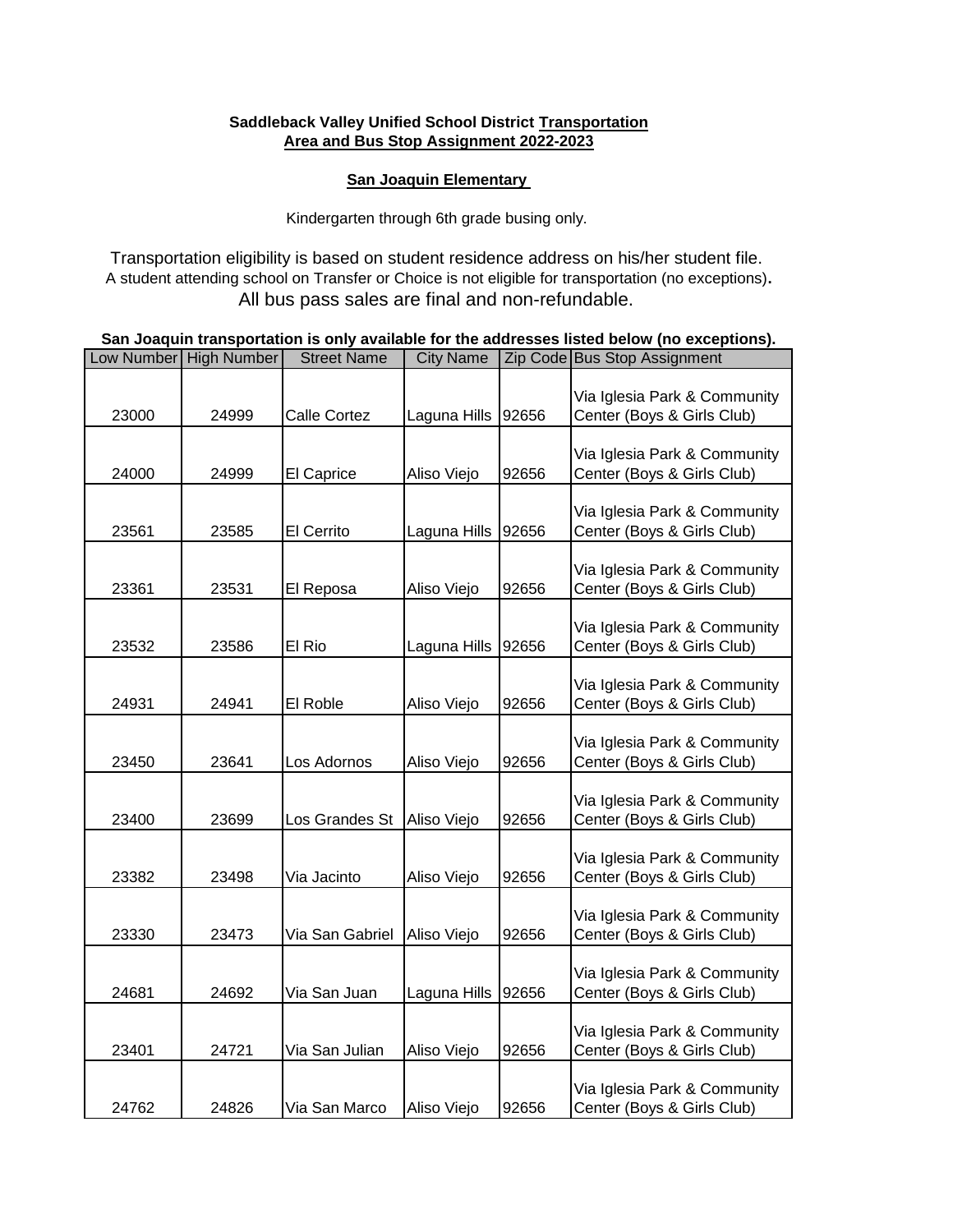**Saddleback Valley Unified School District Transportation**
**Area and Bus Stop Assignment 2022-2023**

**San Joaquin Elementary**

Kindergarten through 6th grade busing only.

Transportation eligibility is based on student residence address on his/her student file.
A student attending school on Transfer or Choice is not eligible for transportation (no exceptions).
All bus pass sales are final and non-refundable.

**San Joaquin transportation is only available for the addresses listed below (no exceptions).**

| Low Number | High Number | Street Name | City Name | Zip Code | Bus Stop Assignment |
|---|---|---|---|---|---|
| 23000 | 24999 | Calle Cortez | Laguna Hills | 92656 | Via Iglesia Park & Community Center (Boys & Girls Club) |
| 24000 | 24999 | El Caprice | Aliso Viejo | 92656 | Via Iglesia Park & Community Center (Boys & Girls Club) |
| 23561 | 23585 | El Cerrito | Laguna Hills | 92656 | Via Iglesia Park & Community Center (Boys & Girls Club) |
| 23361 | 23531 | El Reposa | Aliso Viejo | 92656 | Via Iglesia Park & Community Center (Boys & Girls Club) |
| 23532 | 23586 | El Rio | Laguna Hills | 92656 | Via Iglesia Park & Community Center (Boys & Girls Club) |
| 24931 | 24941 | El Roble | Aliso Viejo | 92656 | Via Iglesia Park & Community Center (Boys & Girls Club) |
| 23450 | 23641 | Los Adornos | Aliso Viejo | 92656 | Via Iglesia Park & Community Center (Boys & Girls Club) |
| 23400 | 23699 | Los Grandes St | Aliso Viejo | 92656 | Via Iglesia Park & Community Center (Boys & Girls Club) |
| 23382 | 23498 | Via Jacinto | Aliso Viejo | 92656 | Via Iglesia Park & Community Center (Boys & Girls Club) |
| 23330 | 23473 | Via San Gabriel | Aliso Viejo | 92656 | Via Iglesia Park & Community Center (Boys & Girls Club) |
| 24681 | 24692 | Via San Juan | Laguna Hills | 92656 | Via Iglesia Park & Community Center (Boys & Girls Club) |
| 23401 | 24721 | Via San Julian | Aliso Viejo | 92656 | Via Iglesia Park & Community Center (Boys & Girls Club) |
| 24762 | 24826 | Via San Marco | Aliso Viejo | 92656 | Via Iglesia Park & Community Center (Boys & Girls Club) |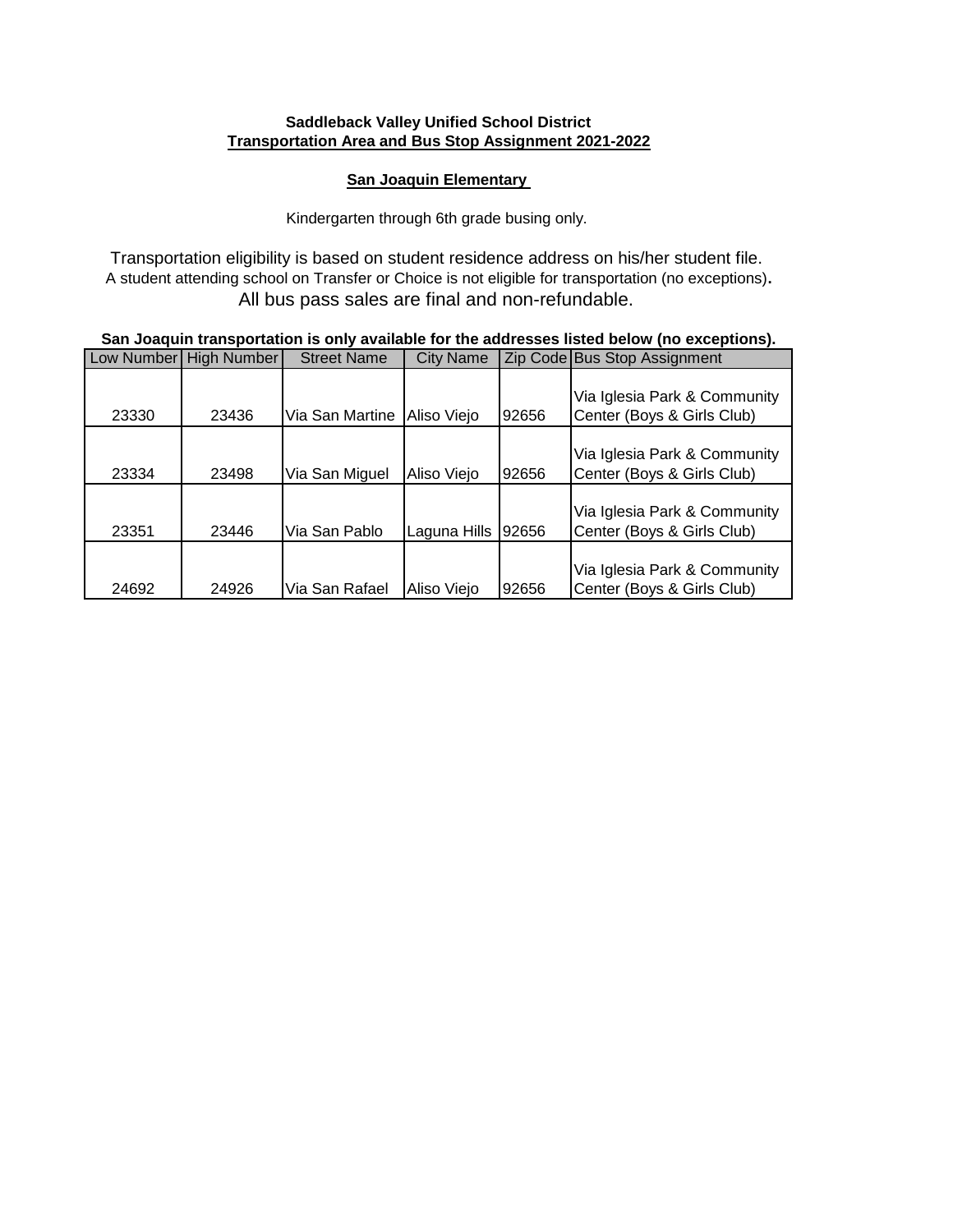**Saddleback Valley Unified School District**

**Transportation Area and Bus Stop Assignment 2021-2022**

**San Joaquin Elementary**

Kindergarten through 6th grade busing only.

Transportation eligibility is based on student residence address on his/her student file.
A student attending school on Transfer or Choice is not eligible for transportation (no exceptions)**.**
All bus pass sales are final and non-refundable.

**San Joaquin transportation is only available for the addresses listed below (no exceptions).**

| Low Number | High Number | Street Name | City Name | Zip Code | Bus Stop Assignment |
|---|---|---|---|---|---|
| 23330 | 23436 | Via San Martine | Aliso Viejo | 92656 | Via Iglesia Park & Community Center (Boys & Girls Club) |
| 23334 | 23498 | Via San Miguel | Aliso Viejo | 92656 | Via Iglesia Park & Community Center (Boys & Girls Club) |
| 23351 | 23446 | Via San Pablo | Laguna Hills | 92656 | Via Iglesia Park & Community Center (Boys & Girls Club) |
| 24692 | 24926 | Via San Rafael | Aliso Viejo | 92656 | Via Iglesia Park & Community Center (Boys & Girls Club) |